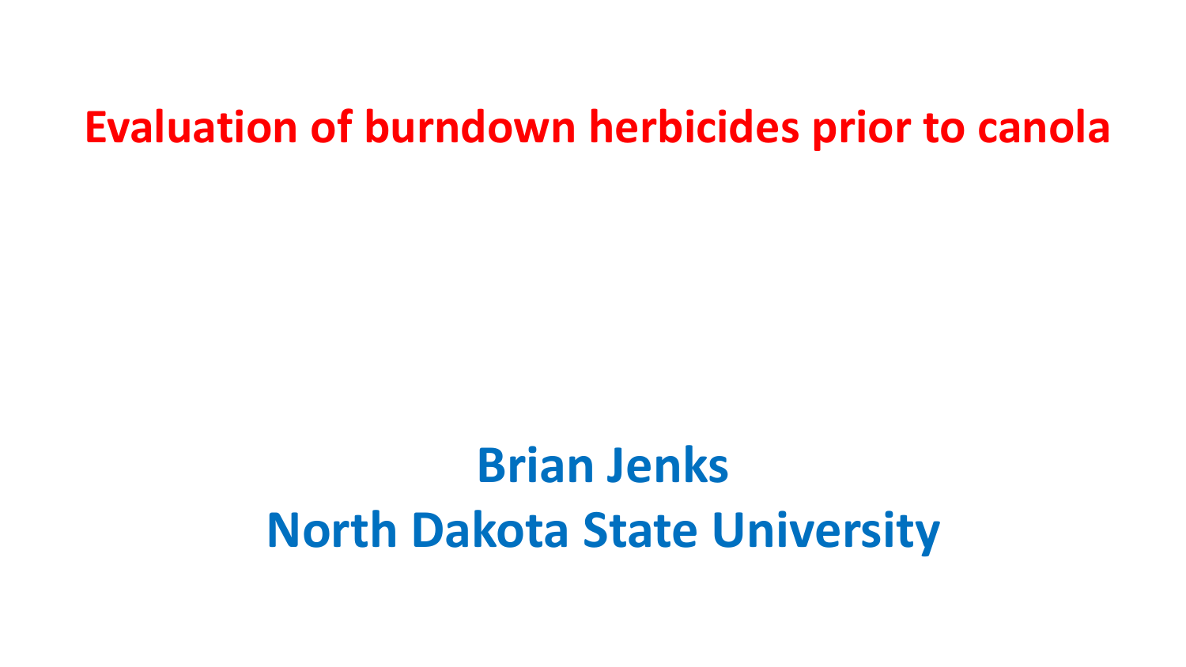# Evaluation of burndown herbicides prior to canola

**Brian Jenks**

**North Dakota State University**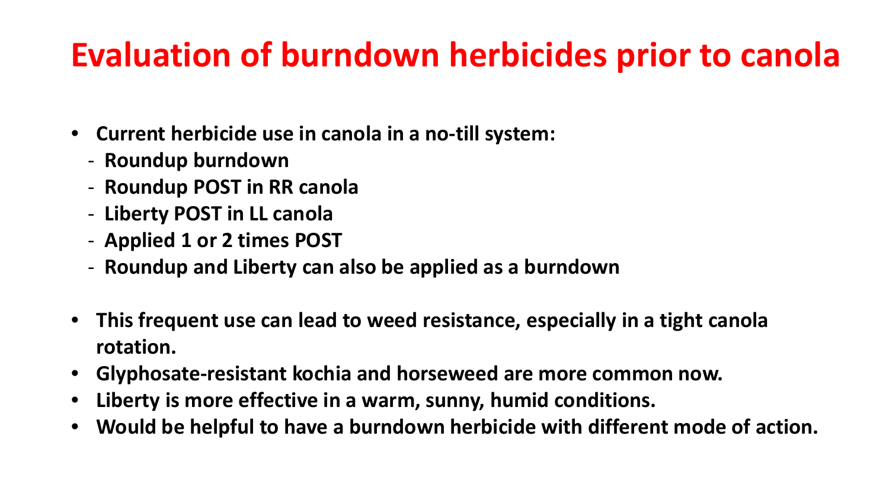# Evaluation of burndown herbicides prior to canola

- **Current herbicide use in canola in a no-till system:**
  - **Roundup burndown**
  - **Roundup POST in RR canola**
  - **Liberty POST in LL canola**
  - **Applied 1 or 2 times POST**
  - **Roundup and Liberty can also be applied as a burndown**

- **This frequent use can lead to weed resistance, especially in a tight canola rotation.**
- **Glyphosate-resistant kochia and horseweed are more common now.**
- **Liberty is more effective in a warm, sunny, humid conditions.**
- **Would be helpful to have a burndown herbicide with different mode of action.**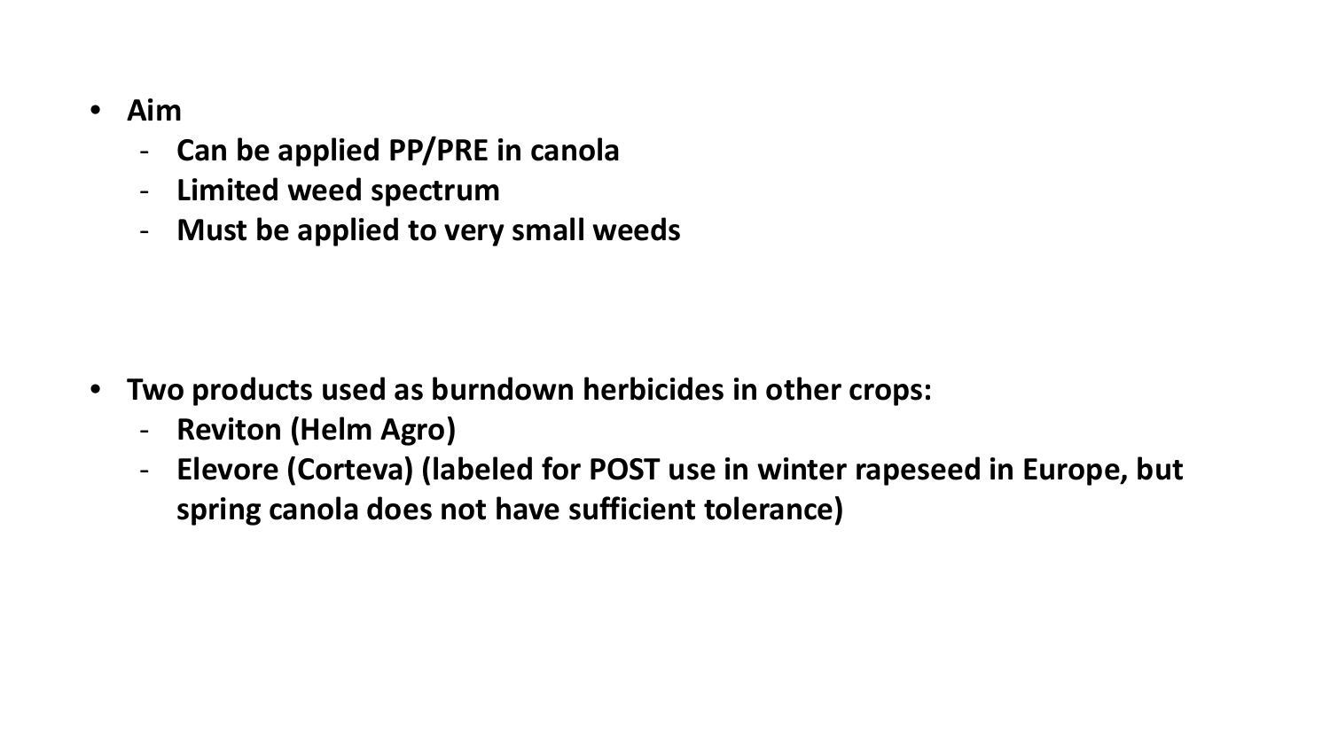- **Aim**
  - **Can be applied PP/PRE in canola**
  - **Limited weed spectrum**
  - **Must be applied to very small weeds**

- **Two products used as burndown herbicides in other crops:**
  - **Reviton (Helm Agro)**
  - **Elevore (Corteva) (labeled for POST use in winter rapeseed in Europe, but spring canola does not have sufficient tolerance)**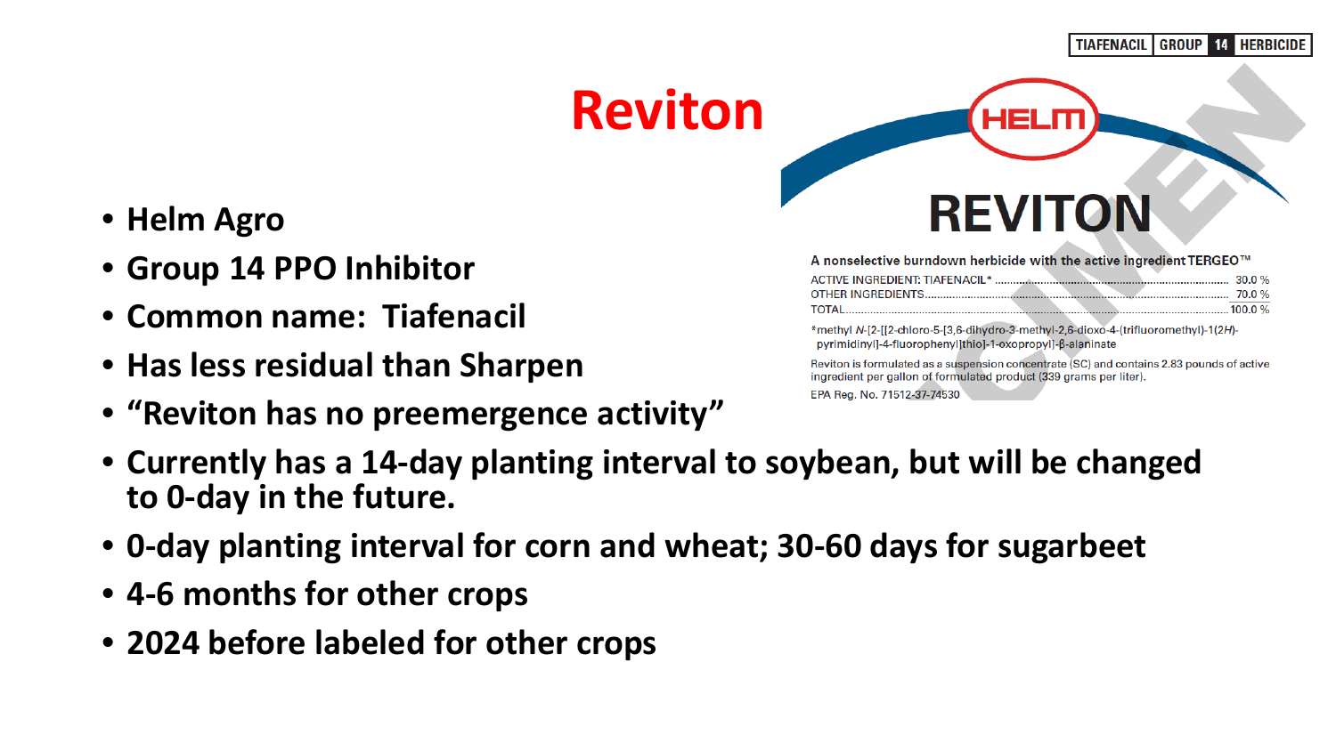# Reviton

- **Helm Agro**
- **Group 14 PPO Inhibitor**
- **Common name: Tiafenacil**
- **Has less residual than Sharpen**
- **"Reviton has no preemergence activity"**
- **Currently has a 14-day planting interval to soybean, but will be changed to 0-day in the future.**
- **0-day planting interval for corn and wheat; 30-60 days for sugarbeet**
- **4-6 months for other crops**
- **2024 before labeled for other crops**

TIAFENACIL | GROUP 14 HERBICIDE

HELM

## REVITON

A nonselective burndown herbicide with the active ingredient TERGEO™

| | |
|---|---|
| ACTIVE INGREDIENT: TIAFENACIL* | 30.0 % |
| OTHER INGREDIENTS | 70.0 % |
| TOTAL | 100.0 % |

*methyl *N*-[2-[[2-chloro-5-[3,6-dihydro-3-methyl-2,6-dioxo-4-(trifluoromethyl)-1(2*H*)-pyrimidinyl]-4-fluorophenyl]thio]-1-oxopropyl]-β-alaninate

Reviton is formulated as a suspension concentrate (SC) and contains 2.83 pounds of active ingredient per gallon of formulated product (339 grams per liter).

EPA Reg. No. 71512-37-74530

SPECIMEN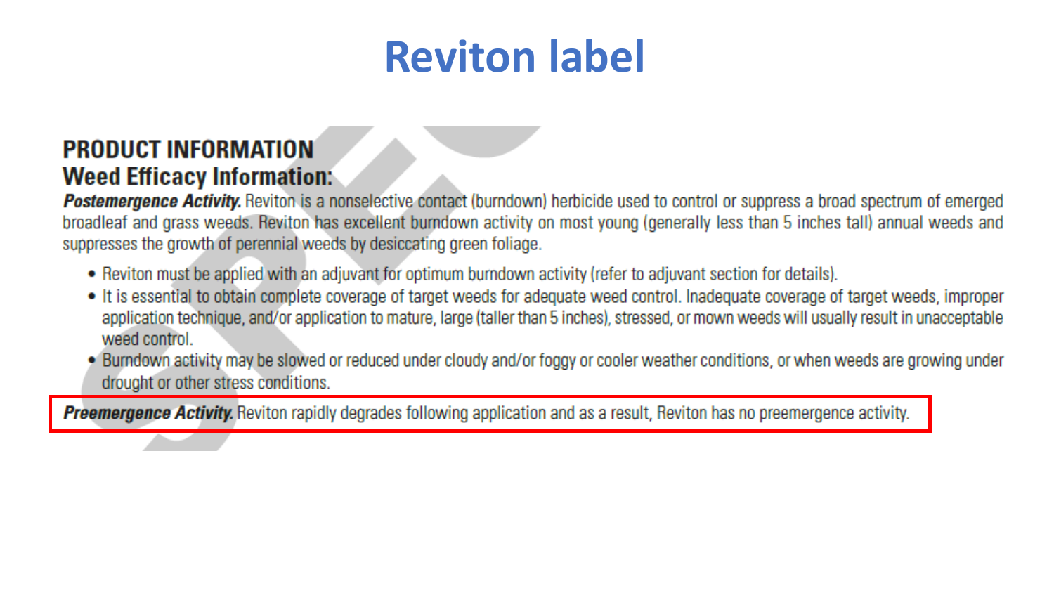# Reviton label

## PRODUCT INFORMATION

### Weed Efficacy Information:

***Postemergence Activity.*** Reviton is a nonselective contact (burndown) herbicide used to control or suppress a broad spectrum of emerged broadleaf and grass weeds. Reviton has excellent burndown activity on most young (generally less than 5 inches tall) annual weeds and suppresses the growth of perennial weeds by desiccating green foliage.

- Reviton must be applied with an adjuvant for optimum burndown activity (refer to adjuvant section for details).
- It is essential to obtain complete coverage of target weeds for adequate weed control. Inadequate coverage of target weeds, improper application technique, and/or application to mature, large (taller than 5 inches), stressed, or mown weeds will usually result in unacceptable weed control.
- Burndown activity may be slowed or reduced under cloudy and/or foggy or cooler weather conditions, or when weeds are growing under drought or other stress conditions.

***Preemergence Activity.*** Reviton rapidly degrades following application and as a result, Reviton has no preemergence activity.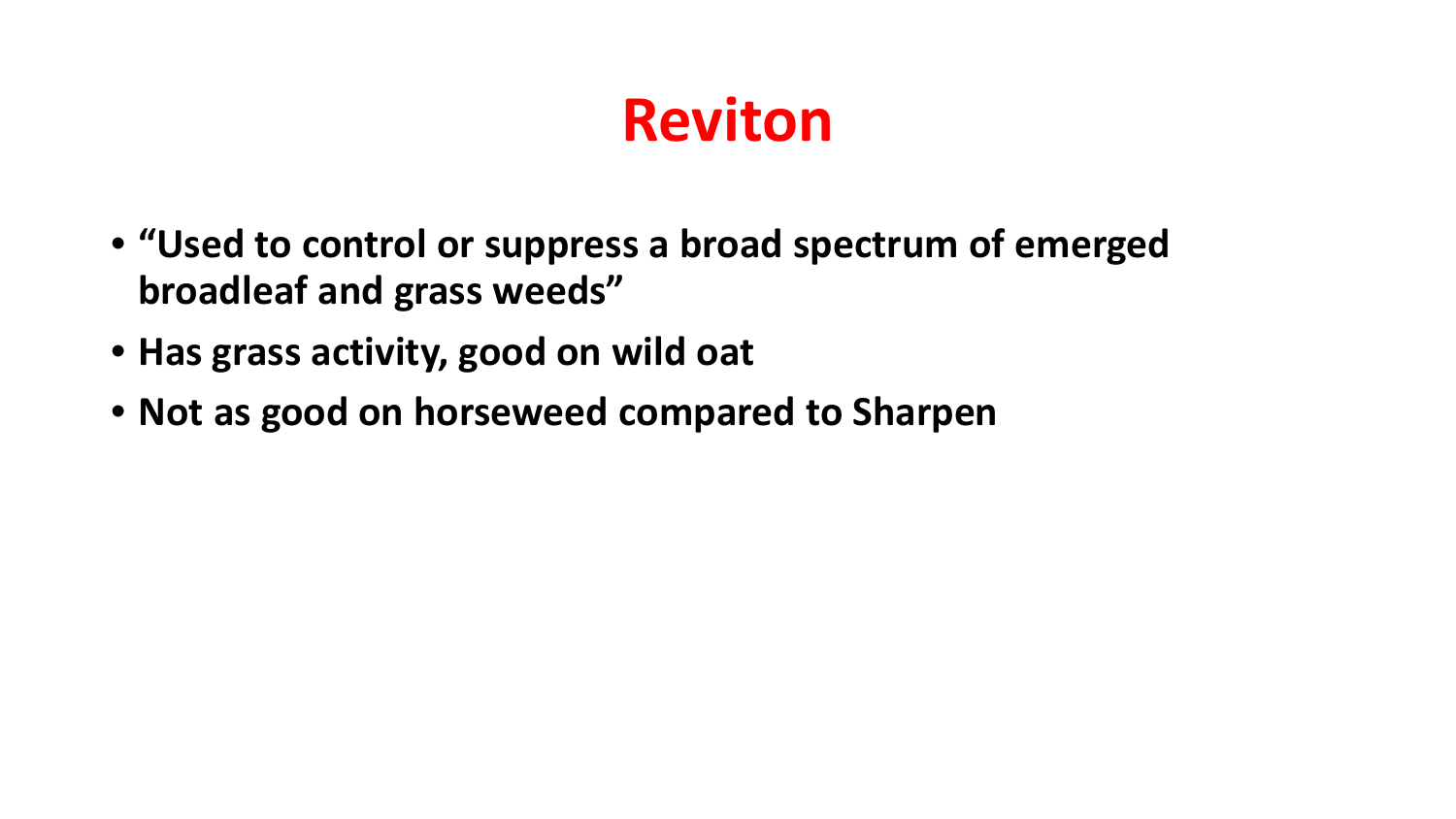# Reviton

- **"Used to control or suppress a broad spectrum of emerged broadleaf and grass weeds"**
- **Has grass activity, good on wild oat**
- **Not as good on horseweed compared to Sharpen**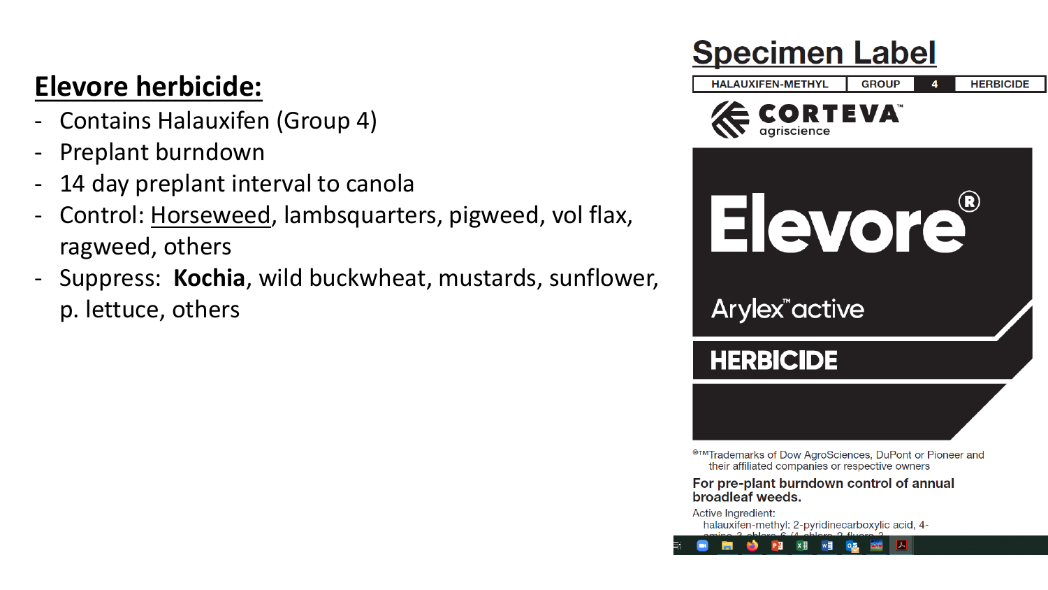## Elevore herbicide:

- Contains Halauxifen (Group 4)
- Preplant burndown
- 14 day preplant interval to canola
- Control: Horseweed, lambsquarters, pigweed, vol flax, ragweed, others
- Suppress: **Kochia**, wild buckwheat, mustards, sunflower, p. lettuce, others

**Specimen Label**

| HALAUXIFEN-METHYL | GROUP | 4 | HERBICIDE |
| --- | --- | --- | --- |

CORTEVA™ agriscience

**Elevore®**

Arylex™ active

**HERBICIDE**

®™Trademarks of Dow AgroSciences, DuPont or Pioneer and their affiliated companies or respective owners

**For pre-plant burndown control of annual broadleaf weeds.**

Active Ingredient:
halauxifen-methyl: 2-pyridinecarboxylic acid, 4-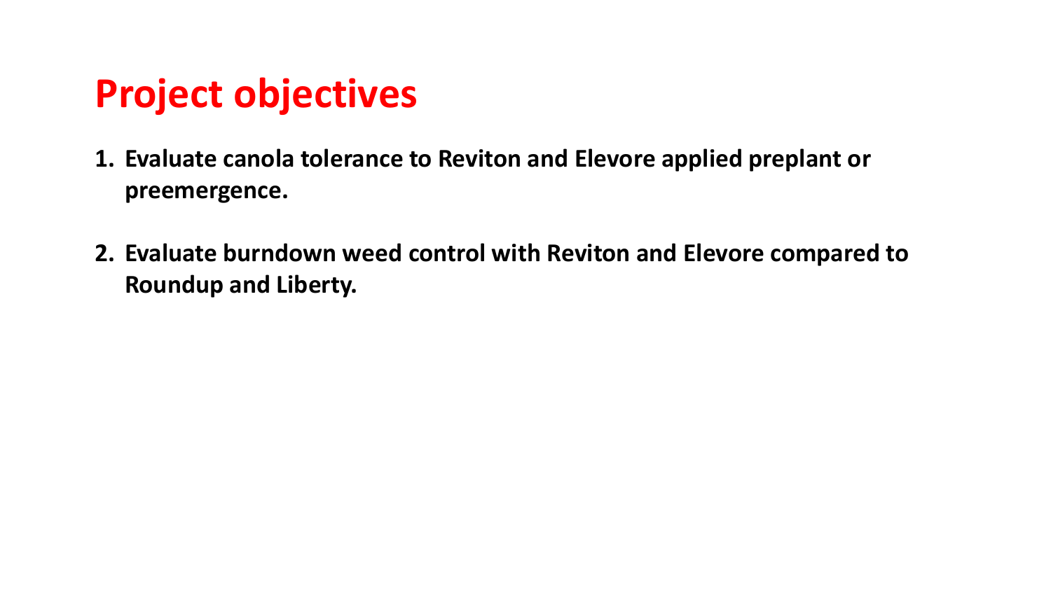# Project objectives

1. **Evaluate canola tolerance to Reviton and Elevore applied preplant or preemergence.**

2. **Evaluate burndown weed control with Reviton and Elevore compared to Roundup and Liberty.**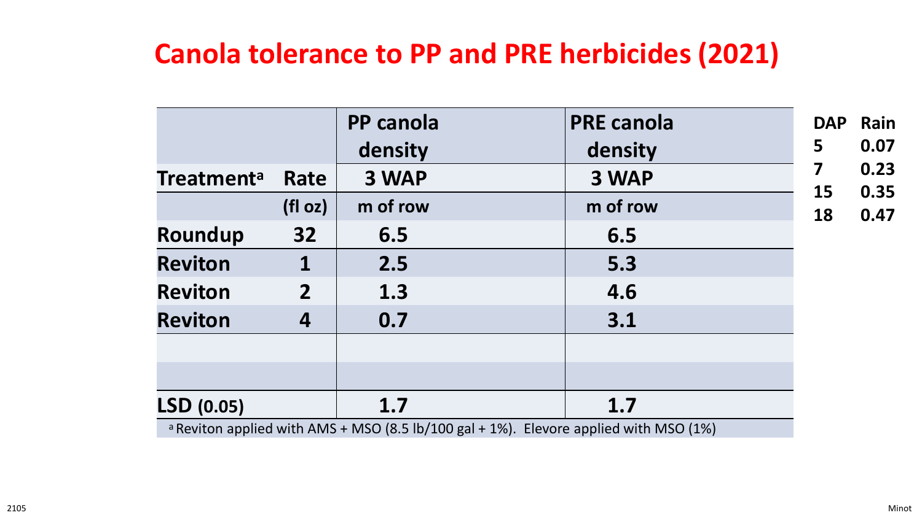# Canola tolerance to PP and PRE herbicides (2021)

| Treatment[a] | Rate | PP canola density 3 WAP | PRE canola density 3 WAP |
|---|---|---|---|
| | (fl oz) | m of row | m of row |
| Roundup | 32 | 6.5 | 6.5 |
| Reviton | 1 | 2.5 | 5.3 |
| Reviton | 2 | 1.3 | 4.6 |
| Reviton | 4 | 0.7 | 3.1 |
| | | | |
| | | | |
| LSD (0.05) | | 1.7 | 1.7 |

[a] Reviton applied with AMS + MSO (8.5 lb/100 gal + 1%). Elevore applied with MSO (1%)

| DAP | Rain |
|---|---|
| 5 | 0.07 |
| 7 | 0.23 |
| 15 | 0.35 |
| 18 | 0.47 |

2105

Minot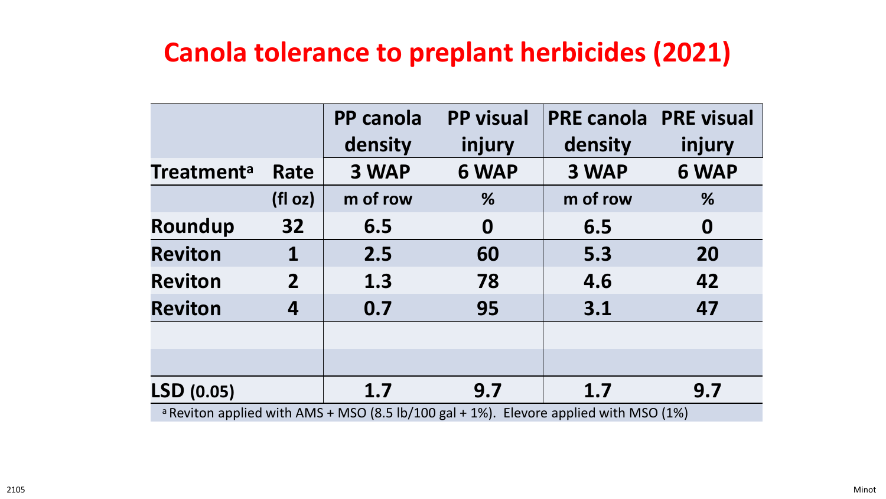# Canola tolerance to preplant herbicides (2021)

| | | PP canola density | PP visual injury | PRE canola density | PRE visual injury |
|---|---|---|---|---|---|
| Treatment[a] | Rate | 3 WAP | 6 WAP | 3 WAP | 6 WAP |
| | (fl oz) | m of row | % | m of row | % |
| Roundup | 32 | 6.5 | 0 | 6.5 | 0 |
| Reviton | 1 | 2.5 | 60 | 5.3 | 20 |
| Reviton | 2 | 1.3 | 78 | 4.6 | 42 |
| Reviton | 4 | 0.7 | 95 | 3.1 | 47 |
| | | | | | |
| | | | | | |
| LSD (0.05) | | 1.7 | 9.7 | 1.7 | 9.7 |

[a] Reviton applied with AMS + MSO (8.5 lb/100 gal + 1%). Elevore applied with MSO (1%)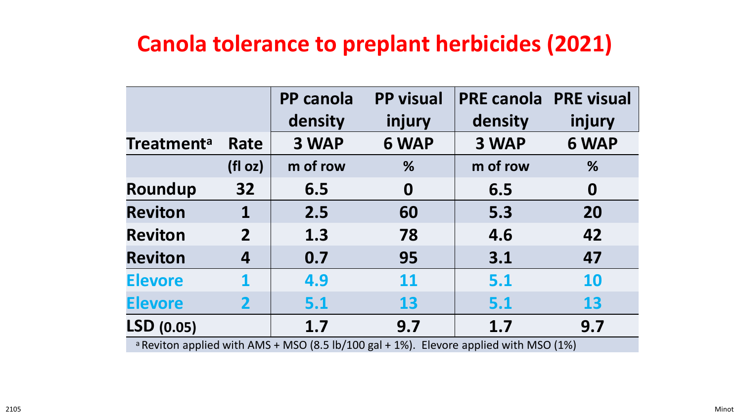# Canola tolerance to preplant herbicides (2021)

| | | PP canola density | PP visual injury | PRE canola density | PRE visual injury |
|---|---|---|---|---|---|
| Treatment[a] | Rate | 3 WAP | 6 WAP | 3 WAP | 6 WAP |
| | (fl oz) | m of row | % | m of row | % |
| Roundup | 32 | 6.5 | 0 | 6.5 | 0 |
| Reviton | 1 | 2.5 | 60 | 5.3 | 20 |
| Reviton | 2 | 1.3 | 78 | 4.6 | 42 |
| Reviton | 4 | 0.7 | 95 | 3.1 | 47 |
| Elevore | 1 | 4.9 | 11 | 5.1 | 10 |
| Elevore | 2 | 5.1 | 13 | 5.1 | 13 |
| LSD (0.05) | | 1.7 | 9.7 | 1.7 | 9.7 |

[a] Reviton applied with AMS + MSO (8.5 lb/100 gal + 1%). Elevore applied with MSO (1%)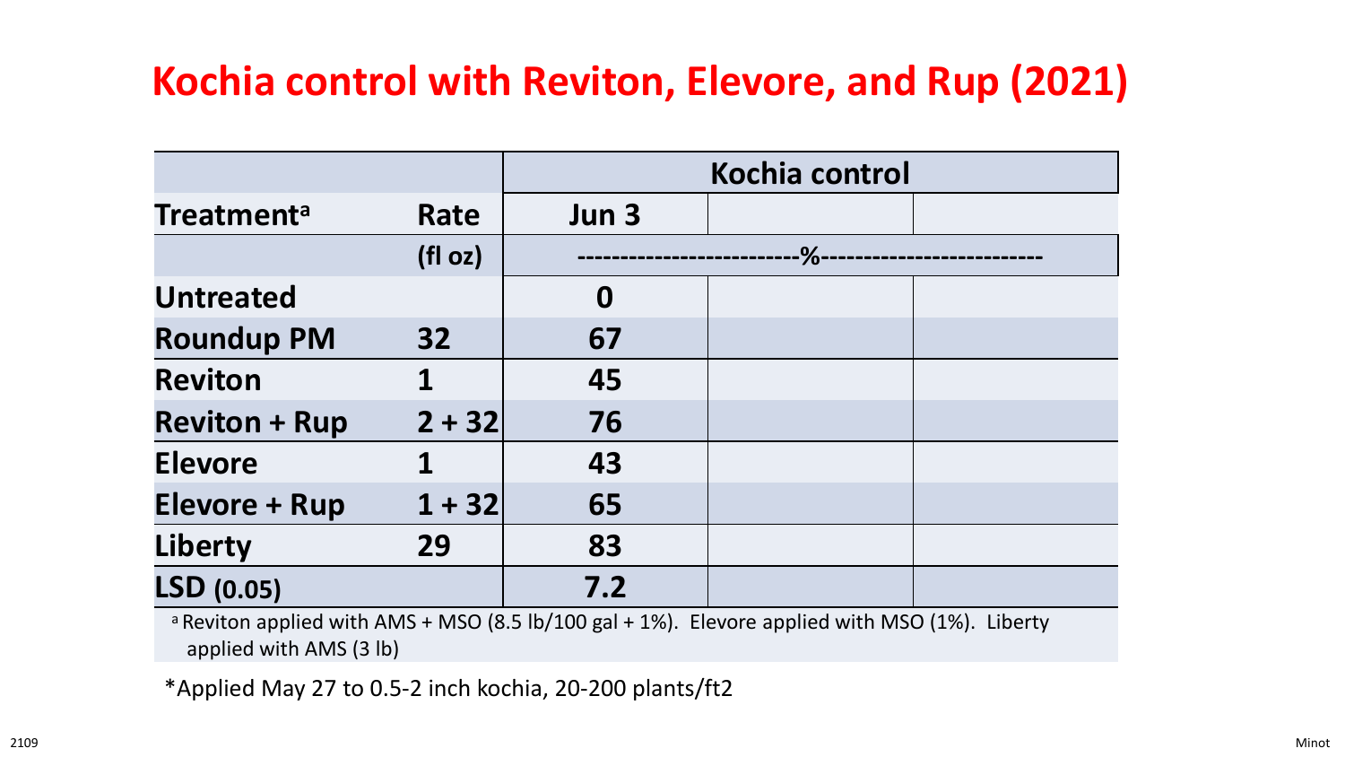# Kochia control with Reviton, Elevore, and Rup (2021)

| | | Kochia control | | |
|---|---|---|---|---|
| Treatment[a] | Rate | Jun 3 | | |
| | (fl oz) | -------------------------%------------------------- | | |
| Untreated | | 0 | | |
| Roundup PM | 32 | 67 | | |
| Reviton | 1 | 45 | | |
| Reviton + Rup | 2 + 32 | 76 | | |
| Elevore | 1 | 43 | | |
| Elevore + Rup | 1 + 32 | 65 | | |
| Liberty | 29 | 83 | | |
| LSD (0.05) | | 7.2 | | |

[a] Reviton applied with AMS + MSO (8.5 lb/100 gal + 1%). Elevore applied with MSO (1%). Liberty applied with AMS (3 lb)

*Applied May 27 to 0.5-2 inch kochia, 20-200 plants/ft2

2109

Minot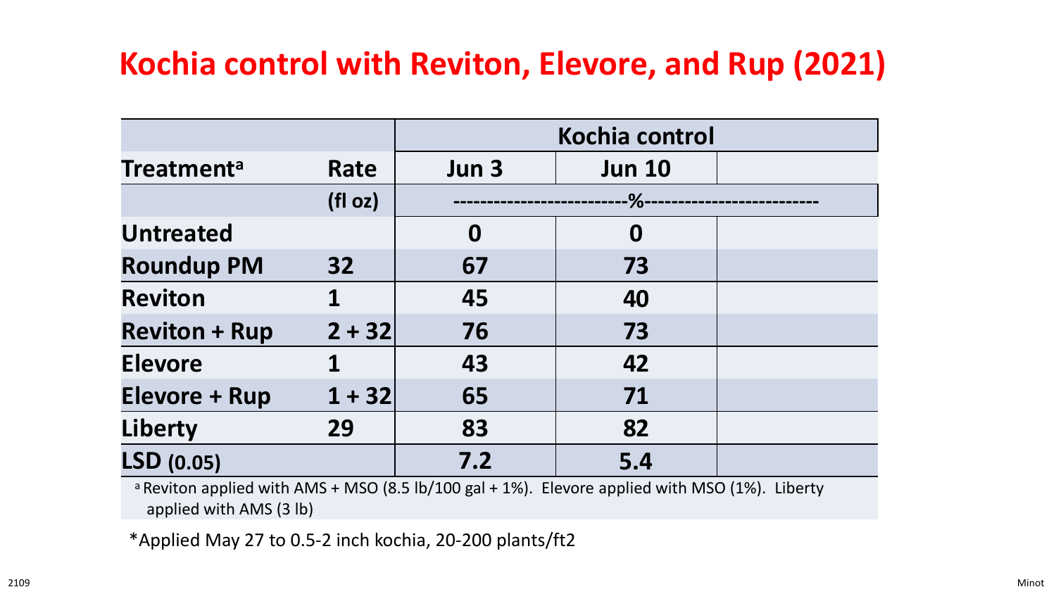# Kochia control with Reviton, Elevore, and Rup (2021)

| | | Kochia control | | |
|---|---|---|---|---|
| **Treatment[a]** | **Rate** | **Jun 3** | **Jun 10** | |
| | **(fl oz)** | -------------------------% | -------------------------- | |
| **Untreated** | | **0** | **0** | |
| **Roundup PM** | **32** | **67** | **73** | |
| **Reviton** | **1** | **45** | **40** | |
| **Reviton + Rup** | **2 + 32** | **76** | **73** | |
| **Elevore** | **1** | **43** | **42** | |
| **Elevore + Rup** | **1 + 32** | **65** | **71** | |
| **Liberty** | **29** | **83** | **82** | |
| **LSD (0.05)** | | **7.2** | **5.4** | |

[a] Reviton applied with AMS + MSO (8.5 lb/100 gal + 1%). Elevore applied with MSO (1%). Liberty applied with AMS (3 lb)

*Applied May 27 to 0.5-2 inch kochia, 20-200 plants/ft2

2109

Minot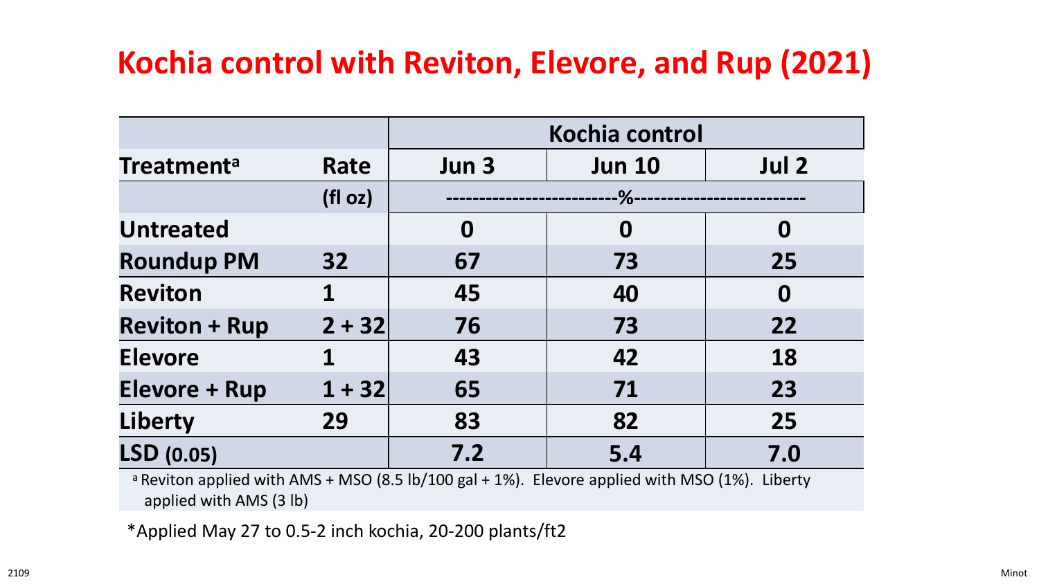# Kochia control with Reviton, Elevore, and Rup (2021)

| Treatment[a] | Rate | Kochia control | | |
|---|---|---|---|---|
| | | Jun 3 | Jun 10 | Jul 2 |
| | (fl oz) | -------------------------%------------------------- | | |
| Untreated | | 0 | 0 | 0 |
| Roundup PM | 32 | 67 | 73 | 25 |
| Reviton | 1 | 45 | 40 | 0 |
| Reviton + Rup | 2 + 32 | 76 | 73 | 22 |
| Elevore | 1 | 43 | 42 | 18 |
| Elevore + Rup | 1 + 32 | 65 | 71 | 23 |
| Liberty | 29 | 83 | 82 | 25 |
| LSD (0.05) | | 7.2 | 5.4 | 7.0 |

[a] Reviton applied with AMS + MSO (8.5 lb/100 gal + 1%). Elevore applied with MSO (1%). Liberty applied with AMS (3 lb)

*Applied May 27 to 0.5-2 inch kochia, 20-200 plants/ft2

2109

Minot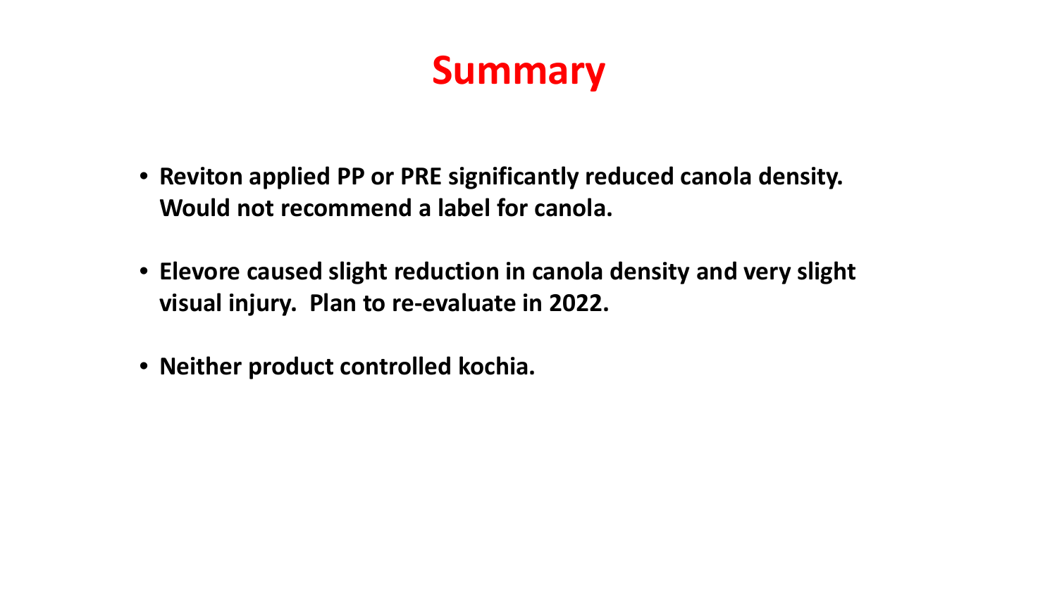# Summary

- **Reviton applied PP or PRE significantly reduced canola density. Would not recommend a label for canola.**
- **Elevore caused slight reduction in canola density and very slight visual injury. Plan to re-evaluate in 2022.**
- **Neither product controlled kochia.**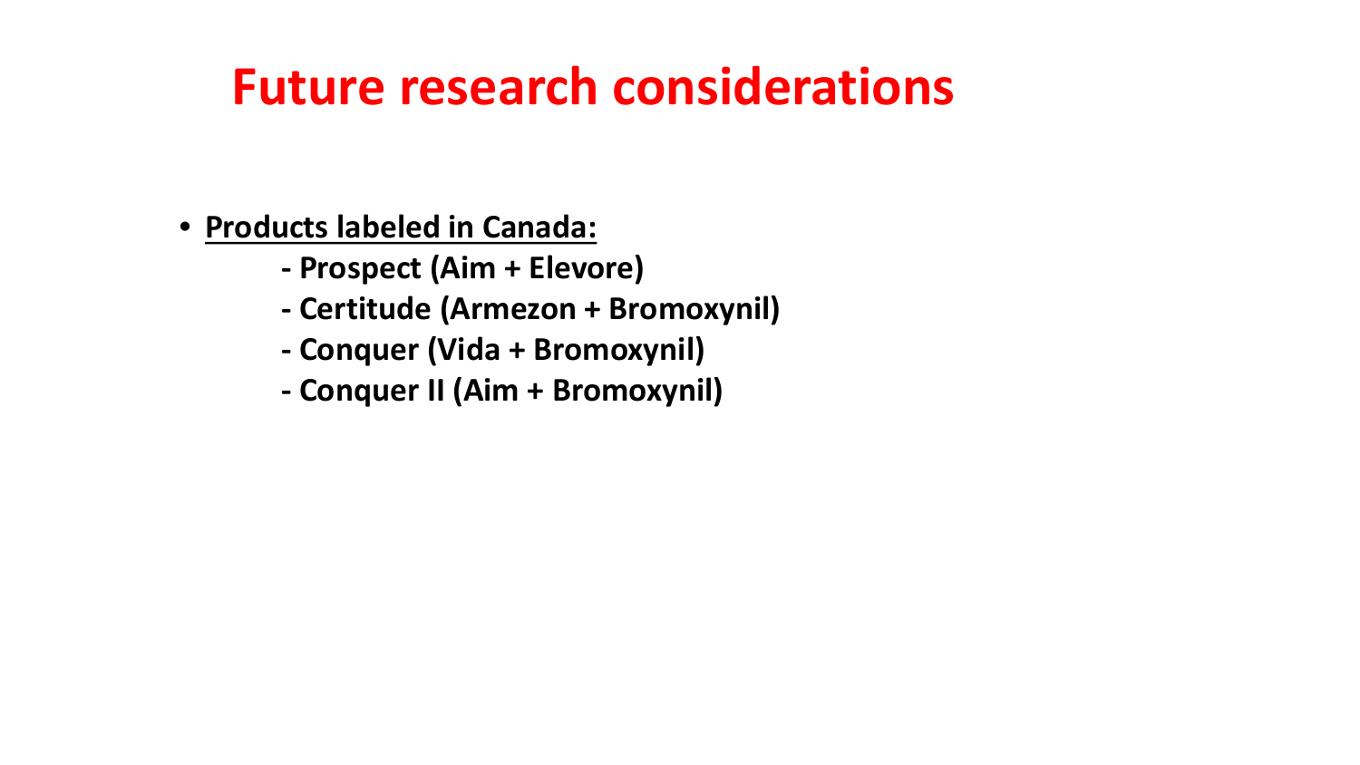# Future research considerations

- **Products labeled in Canada:**
  - **Prospect (Aim + Elevore)**
  - **Certitude (Armezon + Bromoxynil)**
  - **Conquer (Vida + Bromoxynil)**
  - **Conquer II (Aim + Bromoxynil)**